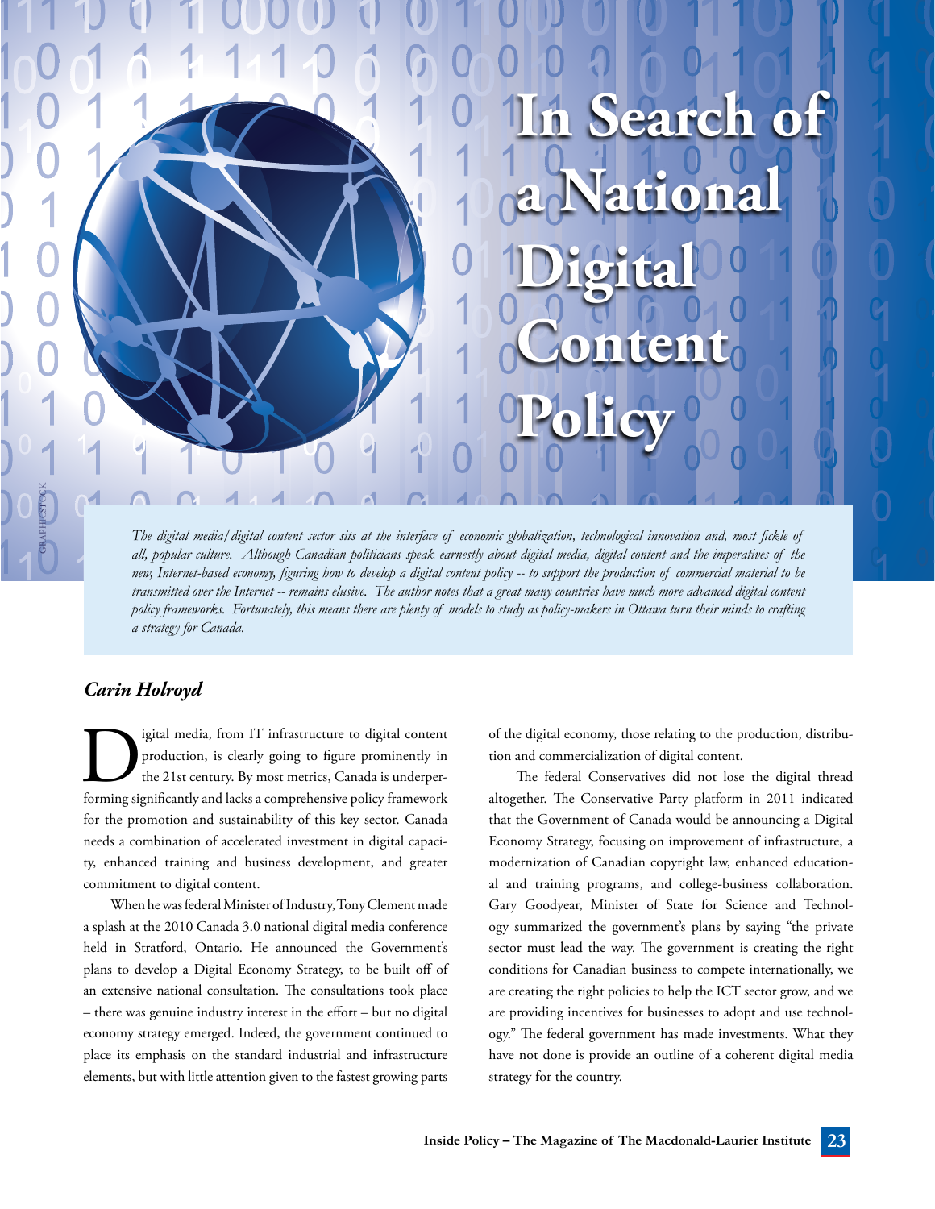# In Search of a National Digital Content Policy

*The digital media/digital content sector sits at the interface of economic globalization, technological innovation and, most fickle of all, popular culture. Although Canadian politicians speak earnestly about digital media, digital content and the imperatives of the new, Internet-based economy, figuring how to develop a digital content policy -- to support the production of commercial material to be transmitted over the Internet -- remains elusive. The author notes that a great many countries have much more advanced digital content policy frameworks. Fortunately, this means there are plenty of models to study as policy-makers in Ottawa turn their minds to crafting a strategy for Canada.*

***Carin Holroyd***

Digital media, from IT infrastructure to digital content production, is clearly going to figure prominently in the 21st century. By most metrics, Canada is underperforming significantly and lacks a comprehensive policy framework for the promotion and sustainability of this key sector. Canada needs a combination of accelerated investment in digital capacity, enhanced training and business development, and greater commitment to digital content.

When he was federal Minister of Industry, Tony Clement made a splash at the 2010 Canada 3.0 national digital media conference held in Stratford, Ontario. He announced the Government's plans to develop a Digital Economy Strategy, to be built off of an extensive national consultation. The consultations took place – there was genuine industry interest in the effort – but no digital economy strategy emerged. Indeed, the government continued to place its emphasis on the standard industrial and infrastructure elements, but with little attention given to the fastest growing parts of the digital economy, those relating to the production, distribution and commercialization of digital content.

The federal Conservatives did not lose the digital thread altogether. The Conservative Party platform in 2011 indicated that the Government of Canada would be announcing a Digital Economy Strategy, focusing on improvement of infrastructure, a modernization of Canadian copyright law, enhanced educational and training programs, and college-business collaboration. Gary Goodyear, Minister of State for Science and Technology summarized the government's plans by saying "the private sector must lead the way. The government is creating the right conditions for Canadian business to compete internationally, we are creating the right policies to help the ICT sector grow, and we are providing incentives for businesses to adopt and use technology." The federal government has made investments. What they have not done is provide an outline of a coherent digital media strategy for the country.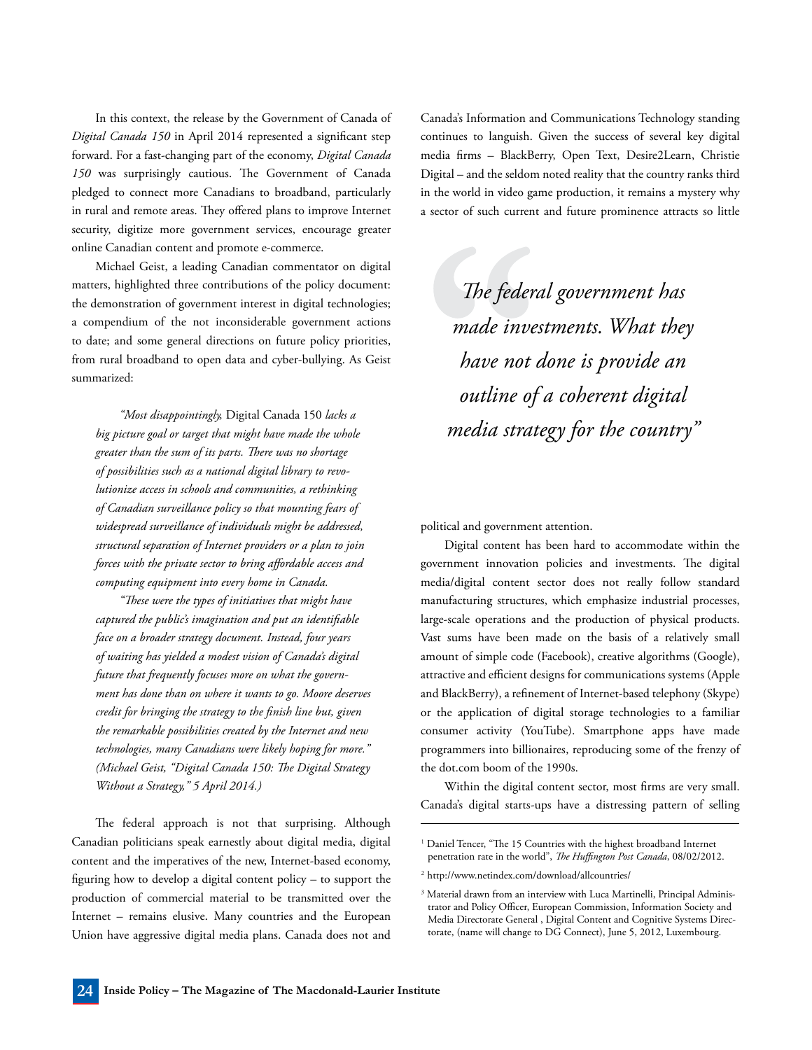In this context, the release by the Government of Canada of *Digital Canada 150* in April 2014 represented a significant step forward. For a fast-changing part of the economy, *Digital Canada 150* was surprisingly cautious. The Government of Canada pledged to connect more Canadians to broadband, particularly in rural and remote areas. They offered plans to improve Internet security, digitize more government services, encourage greater online Canadian content and promote e-commerce.

Michael Geist, a leading Canadian commentator on digital matters, highlighted three contributions of the policy document: the demonstration of government interest in digital technologies; a compendium of the not inconsiderable government actions to date; and some general directions on future policy priorities, from rural broadband to open data and cyber-bullying. As Geist summarized:

> *"Most disappointingly,* Digital Canada 150 *lacks a big picture goal or target that might have made the whole greater than the sum of its parts. There was no shortage of possibilities such as a national digital library to revolutionize access in schools and communities, a rethinking of Canadian surveillance policy so that mounting fears of widespread surveillance of individuals might be addressed, structural separation of Internet providers or a plan to join forces with the private sector to bring affordable access and computing equipment into every home in Canada.*
>
> *"These were the types of initiatives that might have captured the public's imagination and put an identifiable face on a broader strategy document. Instead, four years of waiting has yielded a modest vision of Canada's digital future that frequently focuses more on what the government has done than on where it wants to go. Moore deserves credit for bringing the strategy to the finish line but, given the remarkable possibilities created by the Internet and new technologies, many Canadians were likely hoping for more." (Michael Geist, "Digital Canada 150: The Digital Strategy Without a Strategy," 5 April 2014.)*

The federal approach is not that surprising. Although Canadian politicians speak earnestly about digital media, digital content and the imperatives of the new, Internet-based economy, figuring how to develop a digital content policy – to support the production of commercial material to be transmitted over the Internet – remains elusive. Many countries and the European Union have aggressive digital media plans. Canada does not and Canada's Information and Communications Technology standing continues to languish. Given the success of several key digital media firms – BlackBerry, Open Text, Desire2Learn, Christie Digital – and the seldom noted reality that the country ranks third in the world in video game production, it remains a mystery why a sector of such current and future prominence attracts so little political and government attention.

> *"The federal government has made investments. What they have not done is provide an outline of a coherent digital media strategy for the country"*

Digital content has been hard to accommodate within the government innovation policies and investments. The digital media/digital content sector does not really follow standard manufacturing structures, which emphasize industrial processes, large-scale operations and the production of physical products. Vast sums have been made on the basis of a relatively small amount of simple code (Facebook), creative algorithms (Google), attractive and efficient designs for communications systems (Apple and BlackBerry), a refinement of Internet-based telephony (Skype) or the application of digital storage technologies to a familiar consumer activity (YouTube). Smartphone apps have made programmers into billionaires, reproducing some of the frenzy of the dot.com boom of the 1990s.

Within the digital content sector, most firms are very small. Canada's digital starts-ups have a distressing pattern of selling

---

[1] Daniel Tencer, "The 15 Countries with the highest broadband Internet penetration rate in the world", *The Huffington Post Canada*, 08/02/2012.

[2] http://www.netindex.com/download/allcountries/

[3] Material drawn from an interview with Luca Martinelli, Principal Administrator and Policy Officer, European Commission, Information Society and Media Directorate General , Digital Content and Cognitive Systems Directorate, (name will change to DG Connect), June 5, 2012, Luxembourg.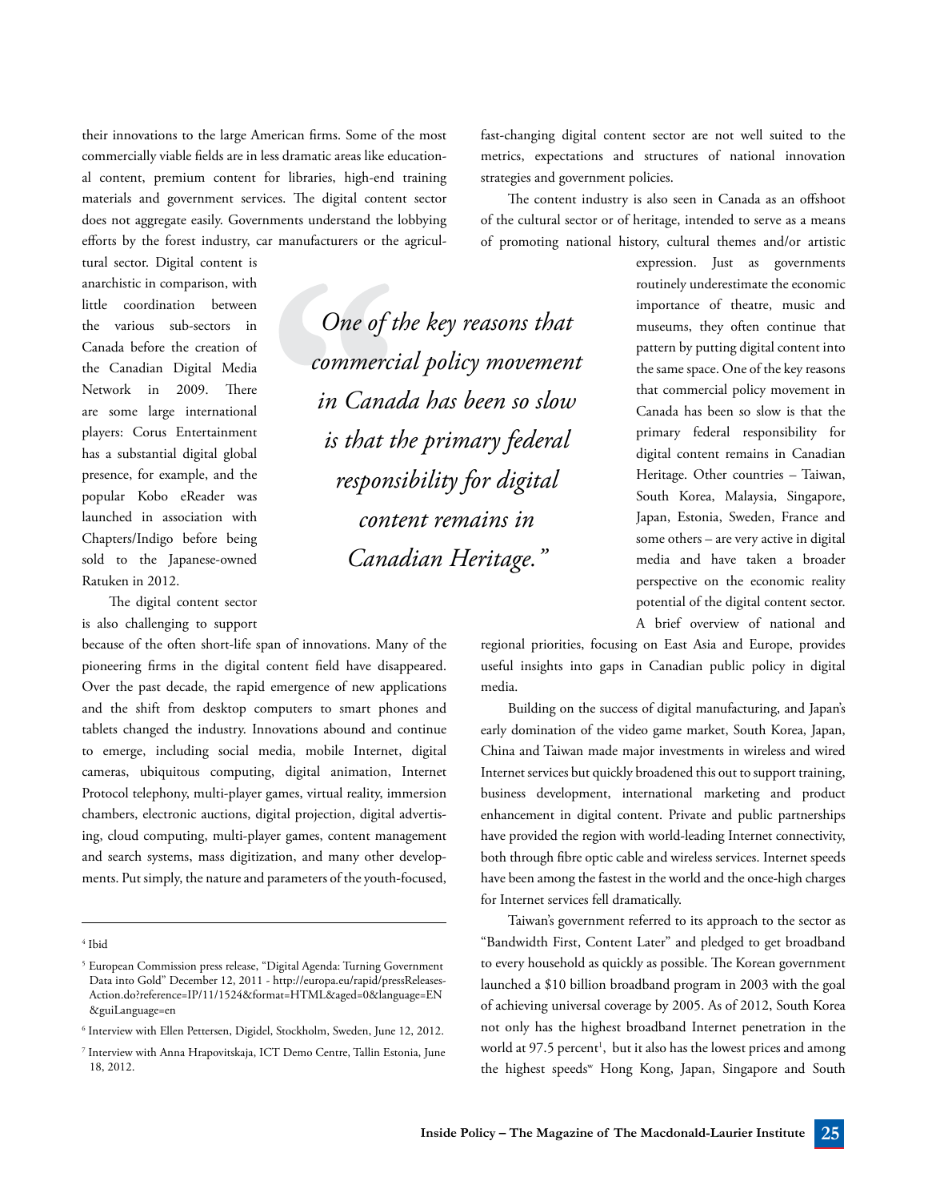their innovations to the large American firms. Some of the most commercially viable fields are in less dramatic areas like educational content, premium content for libraries, high-end training materials and government services. The digital content sector does not aggregate easily. Governments understand the lobbying efforts by the forest industry, car manufacturers or the agricultural sector. Digital content is anarchistic in comparison, with little coordination between the various sub-sectors in Canada before the creation of the Canadian Digital Media Network in 2009. There are some large international players: Corus Entertainment has a substantial digital global presence, for example, and the popular Kobo eReader was launched in association with Chapters/Indigo before being sold to the Japanese-owned Ratuken in 2012.

The digital content sector is also challenging to support because of the often short-life span of innovations. Many of the pioneering firms in the digital content field have disappeared. Over the past decade, the rapid emergence of new applications and the shift from desktop computers to smart phones and tablets changed the industry. Innovations abound and continue to emerge, including social media, mobile Internet, digital cameras, ubiquitous computing, digital animation, Internet Protocol telephony, multi-player games, virtual reality, immersion chambers, electronic auctions, digital projection, digital advertising, cloud computing, multi-player games, content management and search systems, mass digitization, and many other developments. Put simply, the nature and parameters of the youth-focused, fast-changing digital content sector are not well suited to the metrics, expectations and structures of national innovation strategies and government policies.

> *"One of the key reasons that commercial policy movement in Canada has been so slow is that the primary federal responsibility for digital content remains in Canadian Heritage."*

The content industry is also seen in Canada as an offshoot of the cultural sector or of heritage, intended to serve as a means of promoting national history, cultural themes and/or artistic expression. Just as governments routinely underestimate the economic importance of theatre, music and museums, they often continue that pattern by putting digital content into the same space. One of the key reasons that commercial policy movement in Canada has been so slow is that the primary federal responsibility for digital content remains in Canadian Heritage. Other countries – Taiwan, South Korea, Malaysia, Singapore, Japan, Estonia, Sweden, France and some others – are very active in digital media and have taken a broader perspective on the economic reality potential of the digital content sector. A brief overview of national and regional priorities, focusing on East Asia and Europe, provides useful insights into gaps in Canadian public policy in digital media.

Building on the success of digital manufacturing, and Japan's early domination of the video game market, South Korea, Japan, China and Taiwan made major investments in wireless and wired Internet services but quickly broadened this out to support training, business development, international marketing and product enhancement in digital content. Private and public partnerships have provided the region with world-leading Internet connectivity, both through fibre optic cable and wireless services. Internet speeds have been among the fastest in the world and the once-high charges for Internet services fell dramatically.

Taiwan's government referred to its approach to the sector as "Bandwidth First, Content Later" and pledged to get broadband to every household as quickly as possible. The Korean government launched a $10 billion broadband program in 2003 with the goal of achieving universal coverage by 2005. As of 2012, South Korea not only has the highest broadband Internet penetration in the world at 97.5 percent[i], but it also has the lowest prices and among the highest speeds[w] Hong Kong, Japan, Singapore and South

---

[4] Ibid

[5] European Commission press release, "Digital Agenda: Turning Government Data into Gold" December 12, 2011 - http://europa.eu/rapid/pressReleasesAction.do?reference=IP/11/1524&format=HTML&aged=0&language=EN&guiLanguage=en

[6] Interview with Ellen Pettersen, Digidel, Stockholm, Sweden, June 12, 2012.

[7] Interview with Anna Hrapovitskaja, ICT Demo Centre, Tallin Estonia, June 18, 2012.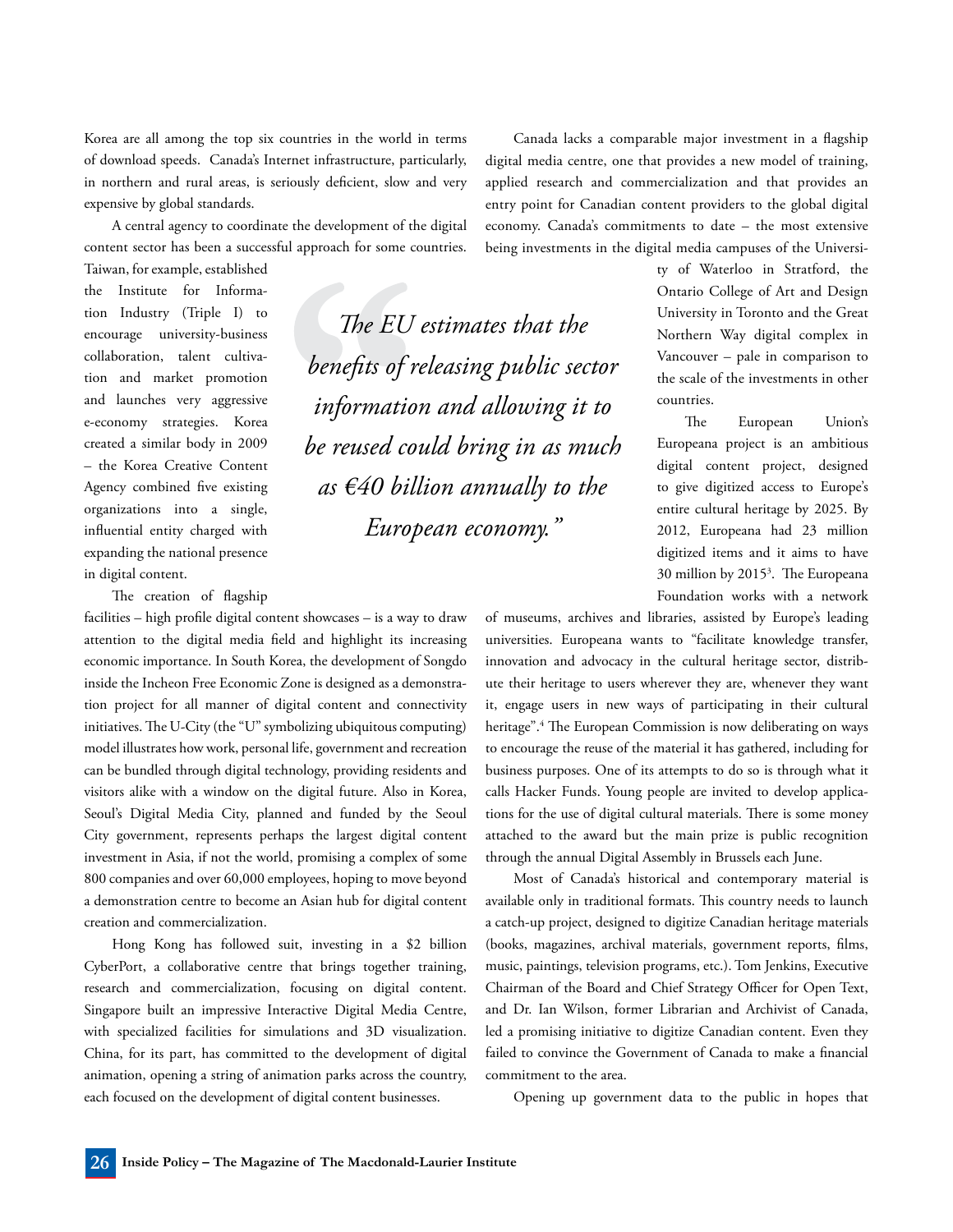Korea are all among the top six countries in the world in terms of download speeds. Canada's Internet infrastructure, particularly, in northern and rural areas, is seriously deficient, slow and very expensive by global standards.

A central agency to coordinate the development of the digital content sector has been a successful approach for some countries. Taiwan, for example, established the Institute for Information Industry (Triple I) to encourage university-business collaboration, talent cultivation and market promotion and launches very aggressive e-economy strategies. Korea created a similar body in 2009 – the Korea Creative Content Agency combined five existing organizations into a single, influential entity charged with expanding the national presence in digital content.

The creation of flagship facilities – high profile digital content showcases – is a way to draw attention to the digital media field and highlight its increasing economic importance. In South Korea, the development of Songdo inside the Incheon Free Economic Zone is designed as a demonstration project for all manner of digital content and connectivity initiatives. The U-City (the "U" symbolizing ubiquitous computing) model illustrates how work, personal life, government and recreation can be bundled through digital technology, providing residents and visitors alike with a window on the digital future. Also in Korea, Seoul's Digital Media City, planned and funded by the Seoul City government, represents perhaps the largest digital content investment in Asia, if not the world, promising a complex of some 800 companies and over 60,000 employees, hoping to move beyond a demonstration centre to become an Asian hub for digital content creation and commercialization.

Hong Kong has followed suit, investing in a $2 billion CyberPort, a collaborative centre that brings together training, research and commercialization, focusing on digital content. Singapore built an impressive Interactive Digital Media Centre, with specialized facilities for simulations and 3D visualization. China, for its part, has committed to the development of digital animation, opening a string of animation parks across the country, each focused on the development of digital content businesses.

> *The EU estimates that the benefits of releasing public sector information and allowing it to be reused could bring in as much as €40 billion annually to the European economy."*

Canada lacks a comparable major investment in a flagship digital media centre, one that provides a new model of training, applied research and commercialization and that provides an entry point for Canadian content providers to the global digital economy. Canada's commitments to date – the most extensive being investments in the digital media campuses of the University of Waterloo in Stratford, the Ontario College of Art and Design University in Toronto and the Great Northern Way digital complex in Vancouver – pale in comparison to the scale of the investments in other countries.

The European Union's Europeana project is an ambitious digital content project, designed to give digitized access to Europe's entire cultural heritage by 2025. By 2012, Europeana had 23 million digitized items and it aims to have 30 million by 2015[3]. The Europeana Foundation works with a network of museums, archives and libraries, assisted by Europe's leading universities. Europeana wants to "facilitate knowledge transfer, innovation and advocacy in the cultural heritage sector, distribute their heritage to users wherever they are, whenever they want it, engage users in new ways of participating in their cultural heritage".[4] The European Commission is now deliberating on ways to encourage the reuse of the material it has gathered, including for business purposes. One of its attempts to do so is through what it calls Hacker Funds. Young people are invited to develop applications for the use of digital cultural materials. There is some money attached to the award but the main prize is public recognition through the annual Digital Assembly in Brussels each June.

Most of Canada's historical and contemporary material is available only in traditional formats. This country needs to launch a catch-up project, designed to digitize Canadian heritage materials (books, magazines, archival materials, government reports, films, music, paintings, television programs, etc.). Tom Jenkins, Executive Chairman of the Board and Chief Strategy Officer for Open Text, and Dr. Ian Wilson, former Librarian and Archivist of Canada, led a promising initiative to digitize Canadian content. Even they failed to convince the Government of Canada to make a financial commitment to the area.

Opening up government data to the public in hopes that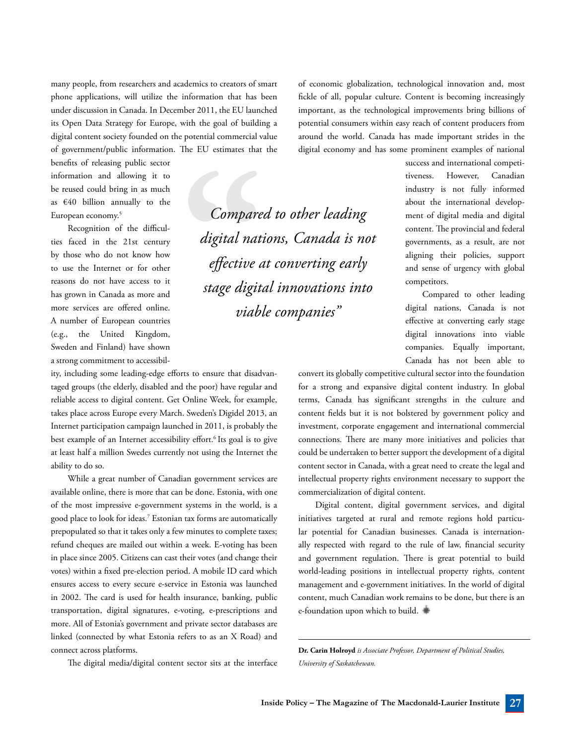many people, from researchers and academics to creators of smart phone applications, will utilize the information that has been under discussion in Canada. In December 2011, the EU launched its Open Data Strategy for Europe, with the goal of building a digital content society founded on the potential commercial value of government/public information. The EU estimates that the benefits of releasing public sector information and allowing it to be reused could bring in as much as €40 billion annually to the European economy.[5]

Recognition of the difficulties faced in the 21st century by those who do not know how to use the Internet or for other reasons do not have access to it has grown in Canada as more and more services are offered online. A number of European countries (e.g., the United Kingdom, Sweden and Finland) have shown a strong commitment to accessibility, including some leading-edge efforts to ensure that disadvantaged groups (the elderly, disabled and the poor) have regular and reliable access to digital content. Get Online Week, for example, takes place across Europe every March. Sweden's Digidel 2013, an Internet participation campaign launched in 2011, is probably the best example of an Internet accessibility effort.[6] Its goal is to give at least half a million Swedes currently not using the Internet the ability to do so.

While a great number of Canadian government services are available online, there is more that can be done. Estonia, with one of the most impressive e-government systems in the world, is a good place to look for ideas.[7] Estonian tax forms are automatically prepopulated so that it takes only a few minutes to complete taxes; refund cheques are mailed out within a week. E-voting has been in place since 2005. Citizens can cast their votes (and change their votes) within a fixed pre-election period. A mobile ID card which ensures access to every secure e-service in Estonia was launched in 2002. The card is used for health insurance, banking, public transportation, digital signatures, e-voting, e-prescriptions and more. All of Estonia's government and private sector databases are linked (connected by what Estonia refers to as an X Road) and connect across platforms.

The digital media/digital content sector sits at the interface of economic globalization, technological innovation and, most fickle of all, popular culture. Content is becoming increasingly important, as the technological improvements bring billions of potential consumers within easy reach of content producers from around the world. Canada has made important strides in the digital economy and has some prominent examples of national success and international competitiveness. However, Canadian industry is not fully informed about the international development of digital media and digital content. The provincial and federal governments, as a result, are not aligning their policies, support and sense of urgency with global competitors.

> *"Compared to other leading digital nations, Canada is not effective at converting early stage digital innovations into viable companies"*

Compared to other leading digital nations, Canada is not effective at converting early stage digital innovations into viable companies. Equally important, Canada has not been able to convert its globally competitive cultural sector into the foundation for a strong and expansive digital content industry. In global terms, Canada has significant strengths in the culture and content fields but it is not bolstered by government policy and investment, corporate engagement and international commercial connections. There are many more initiatives and policies that could be undertaken to better support the development of a digital content sector in Canada, with a great need to create the legal and intellectual property rights environment necessary to support the commercialization of digital content.

Digital content, digital government services, and digital initiatives targeted at rural and remote regions hold particular potential for Canadian businesses. Canada is internationally respected with regard to the rule of law, financial security and government regulation. There is great potential to build world-leading positions in intellectual property rights, content management and e-government initiatives. In the world of digital content, much Canadian work remains to be done, but there is an e-foundation upon which to build.

---

**Dr. Carin Holroyd** *is Associate Professor, Department of Political Studies, University of Saskatchewan.*